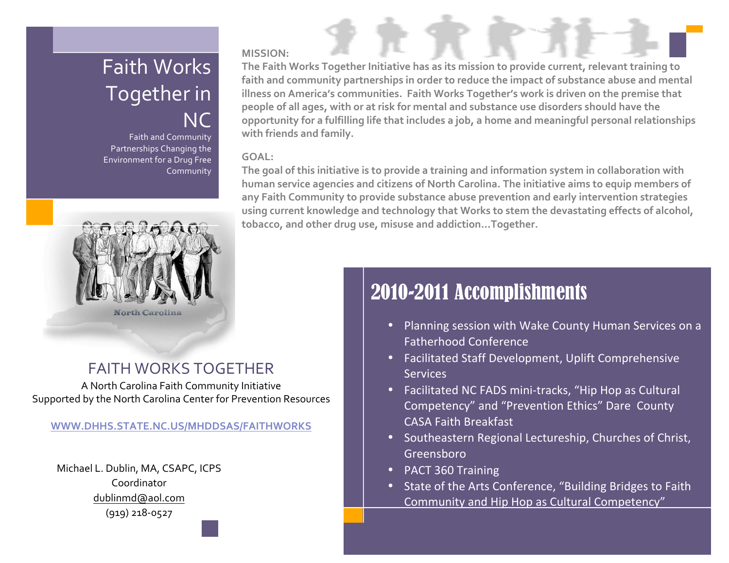# Faith Works Together in NC

Faith and Community Partnerships Changing the Environment for a Drug Free Community

**MISSION:**

**The Faith Works Together Initiative has as its mission to provide current, relevant training to faith and community partnerships in order to reduce the impact of substance abuse and mental illness on America's communities. Faith Works Together's work is driven on the premise that people of all ages, with or at risk for mental and substance use disorders should have the opportunity for a fulfilling life that includes a job, a home and meaningful personal relationships with friends and family.**

**GOAL:**

**The goal of this initiative is to provide a training and information system in collaboration with human service agencies and citizens of North Carolina. The initiative aims to equip members of any Faith Community to provide substance abuse prevention and early intervention strategies using current knowledge and technology that Works to stem the devastating effects of alcohol, tobacco, and other drug use, misuse and addiction…Together.**

North Carolina

## FAITH WORKS TOGETHER

A North Carolina Faith Community Initiative
Supported by the North Carolina Center for Prevention Resources

WWW.DHHS.STATE.NC.US/MHDDSAS/FAITHWORKS

Michael L. Dublin, MA, CSAPC, ICPS
Coordinator
dublinmd@aol.com
(919) 218-0527

## 2010-2011 Accomplishments

- Planning session with Wake County Human Services on a Fatherhood Conference
- Facilitated Staff Development, Uplift Comprehensive Services
- Facilitated NC FADS mini-tracks, "Hip Hop as Cultural Competency" and "Prevention Ethics" Dare County CASA Faith Breakfast
- Southeastern Regional Lectureship, Churches of Christ, Greensboro
- PACT 360 Training
- State of the Arts Conference, "Building Bridges to Faith Community and Hip Hop as Cultural Competency"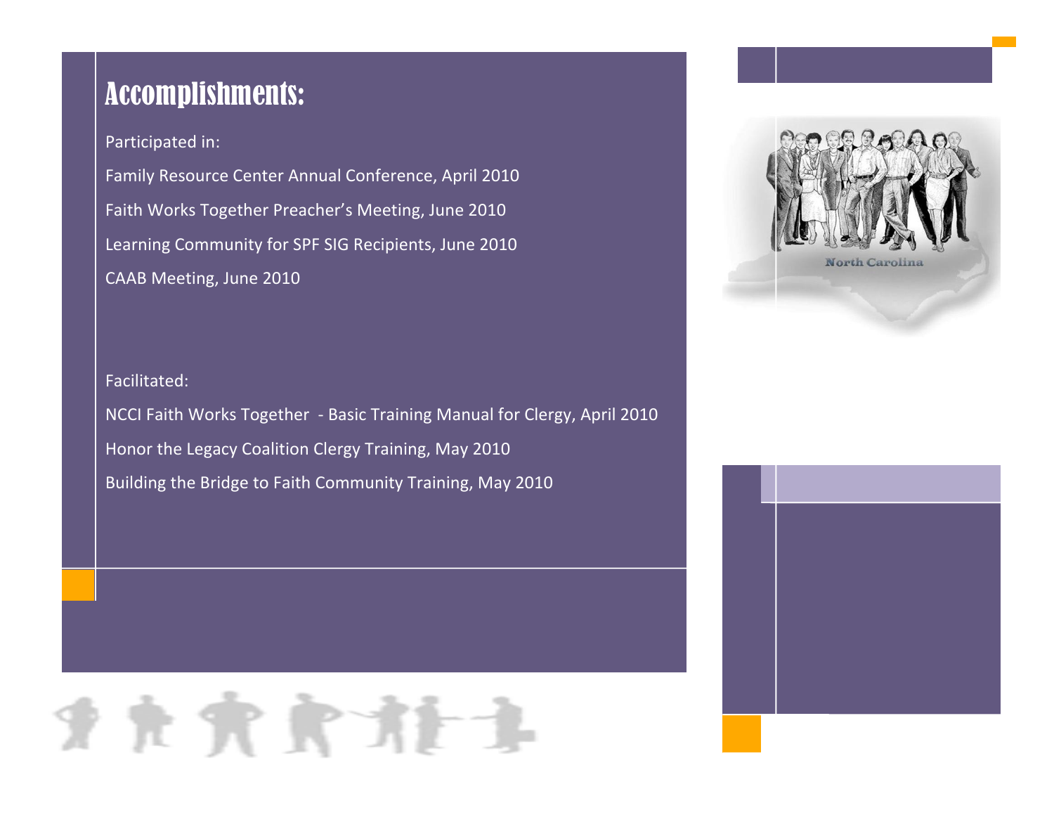# Accomplishments:

Participated in:

Family Resource Center Annual Conference, April 2010

Faith Works Together Preacher's Meeting, June 2010

Learning Community for SPF SIG Recipients, June 2010

CAAB Meeting, June 2010

Facilitated:

NCCI Faith Works Together - Basic Training Manual for Clergy, April 2010

Honor the Legacy Coalition Clergy Training, May 2010

Building the Bridge to Faith Community Training, May 2010

North Carolina